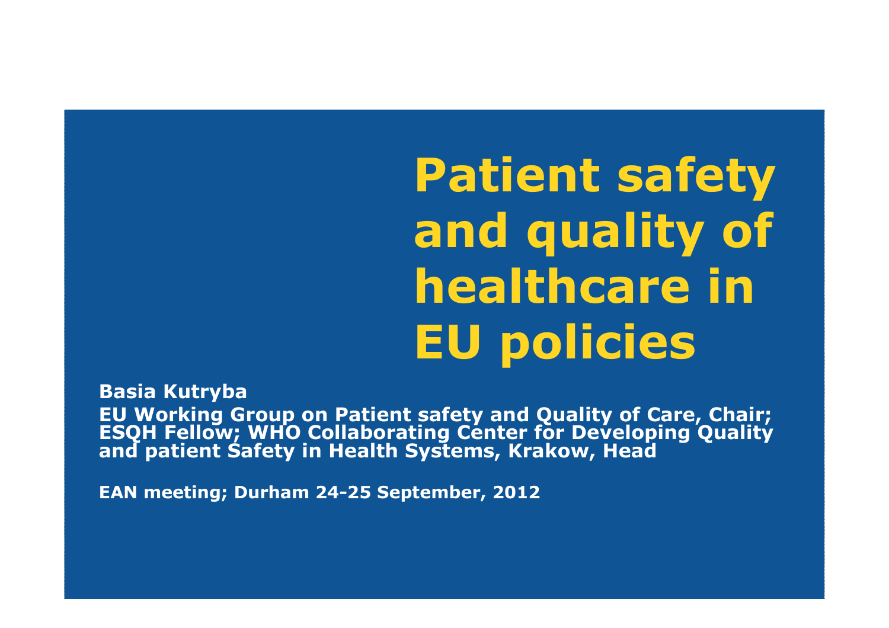# Patient safety and quality of healthcare in EU policies

**Basia Kutryba**

**EU Working Group on Patient safety and Quality of Care, Chair; ESQH Fellow; WHO Collaborating Center for Developing Quality and patient Safety in Health Systems, Krakow, Head**

**EAN meeting; Durham 24-25 September, 2012**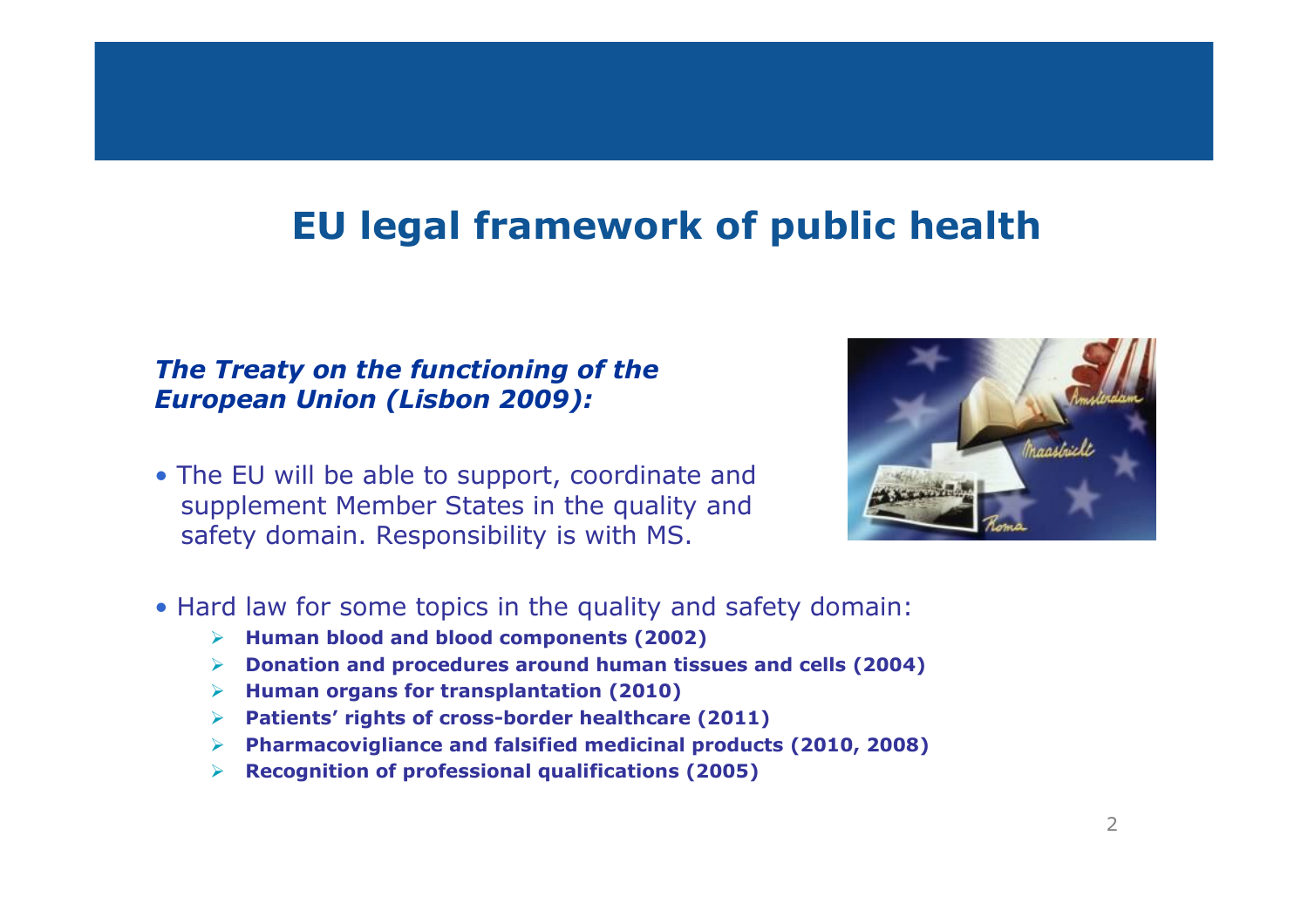# EU legal framework of public health

***The Treaty on the functioning of the European Union (Lisbon 2009):***

- The EU will be able to support, coordinate and supplement Member States in the quality and safety domain. Responsibility is with MS.

- Hard law for some topics in the quality and safety domain:
  - **Human blood and blood components (2002)**
  - **Donation and procedures around human tissues and cells (2004)**
  - **Human organs for transplantation (2010)**
  - **Patients' rights of cross-border healthcare (2011)**
  - **Pharmacovigliance and falsified medicinal products (2010, 2008)**
  - **Recognition of professional qualifications (2005)**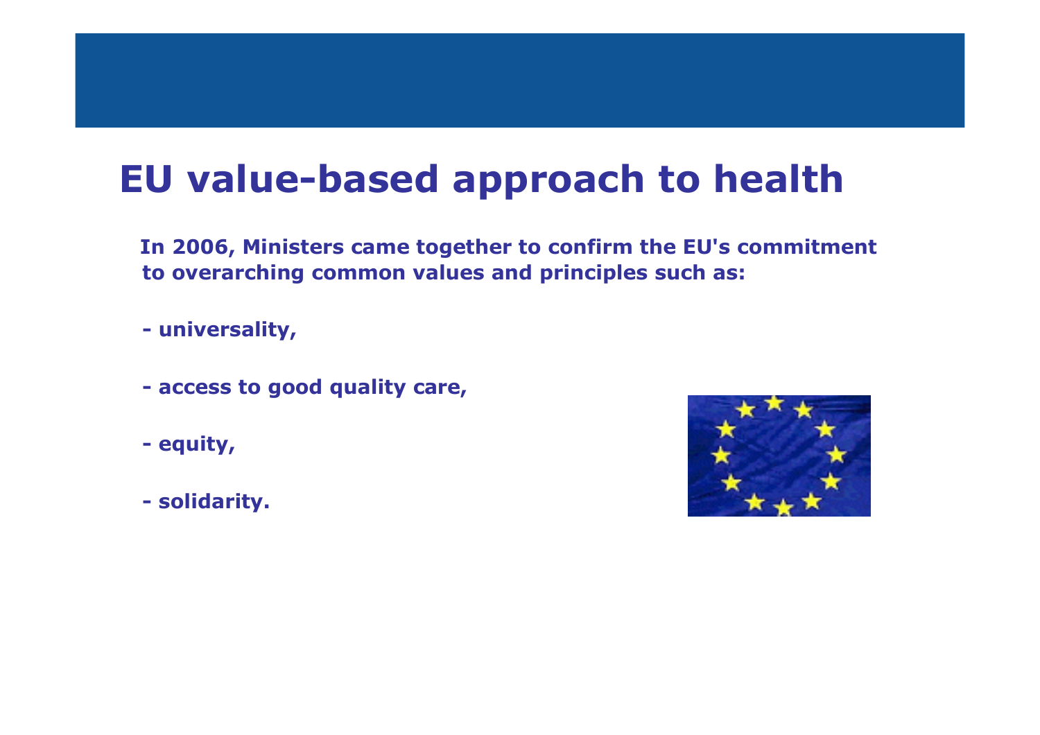# EU value-based approach to health

**In 2006, Ministers came together to confirm the EU's commitment to overarching common values and principles such as:**

- **universality,**
- **access to good quality care,**
- **equity,**
- **solidarity.**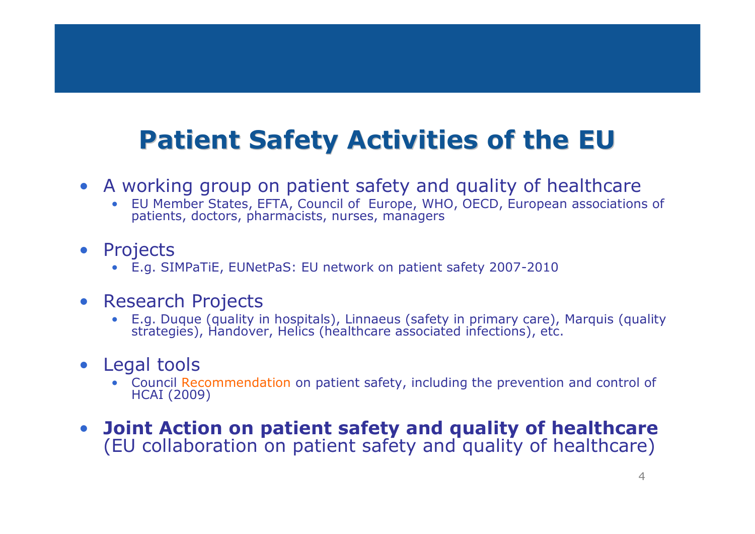# Patient Safety Activities of the EU

- A working group on patient safety and quality of healthcare
  - EU Member States, EFTA, Council of Europe, WHO, OECD, European associations of patients, doctors, pharmacists, nurses, managers

- Projects
  - E.g. SIMPaTiE, EUNetPaS: EU network on patient safety 2007-2010

- Research Projects
  - E.g. Duque (quality in hospitals), Linnaeus (safety in primary care), Marquis (quality strategies), Handover, Helics (healthcare associated infections), etc.

- Legal tools
  - Council Recommendation on patient safety, including the prevention and control of HCAI (2009)

- **Joint Action on patient safety and quality of healthcare** (EU collaboration on patient safety and quality of healthcare)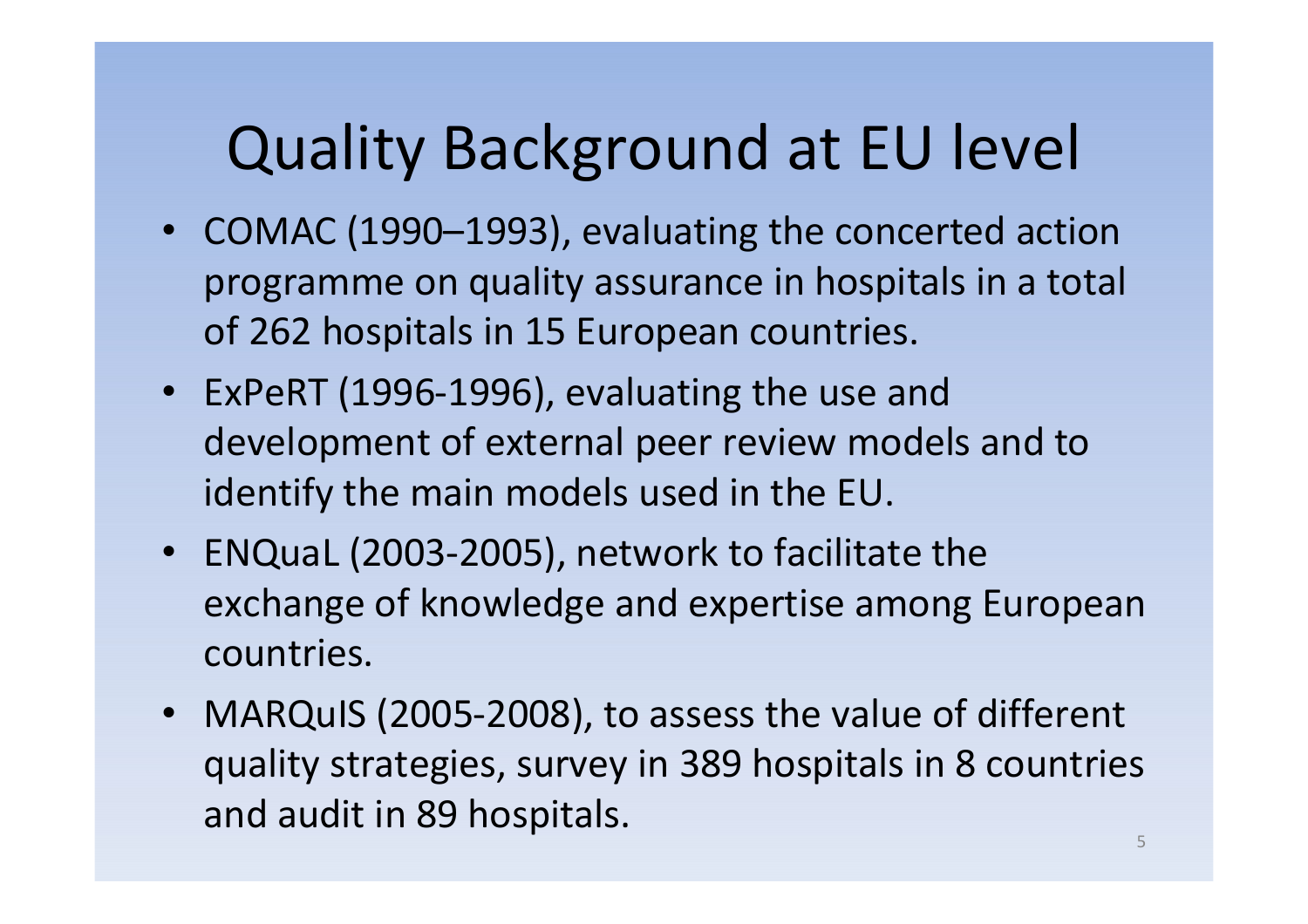# Quality Background at EU level

- COMAC (1990–1993), evaluating the concerted action programme on quality assurance in hospitals in a total of 262 hospitals in 15 European countries.
- ExPeRT (1996-1996), evaluating the use and development of external peer review models and to identify the main models used in the EU.
- ENQuaL (2003-2005), network to facilitate the exchange of knowledge and expertise among European countries.
- MARQuIS (2005-2008), to assess the value of different quality strategies, survey in 389 hospitals in 8 countries and audit in 89 hospitals.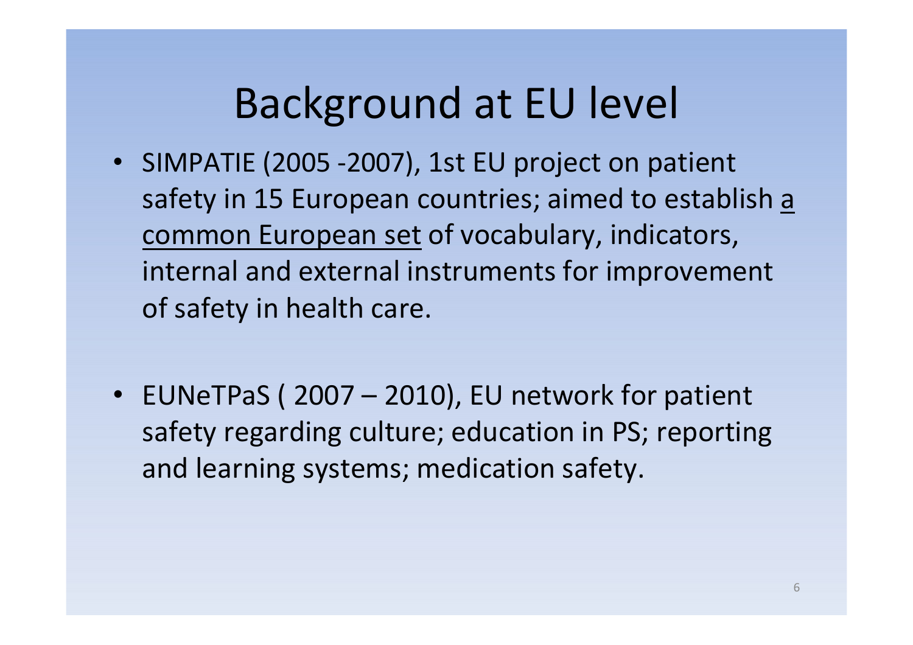# Background at EU level

- SIMPATIE (2005 -2007), 1st EU project on patient safety in 15 European countries; aimed to establish <u>a common European set</u> of vocabulary, indicators, internal and external instruments for improvement of safety in health care.

- EUNeTPaS ( 2007 – 2010), EU network for patient safety regarding culture; education in PS; reporting and learning systems; medication safety.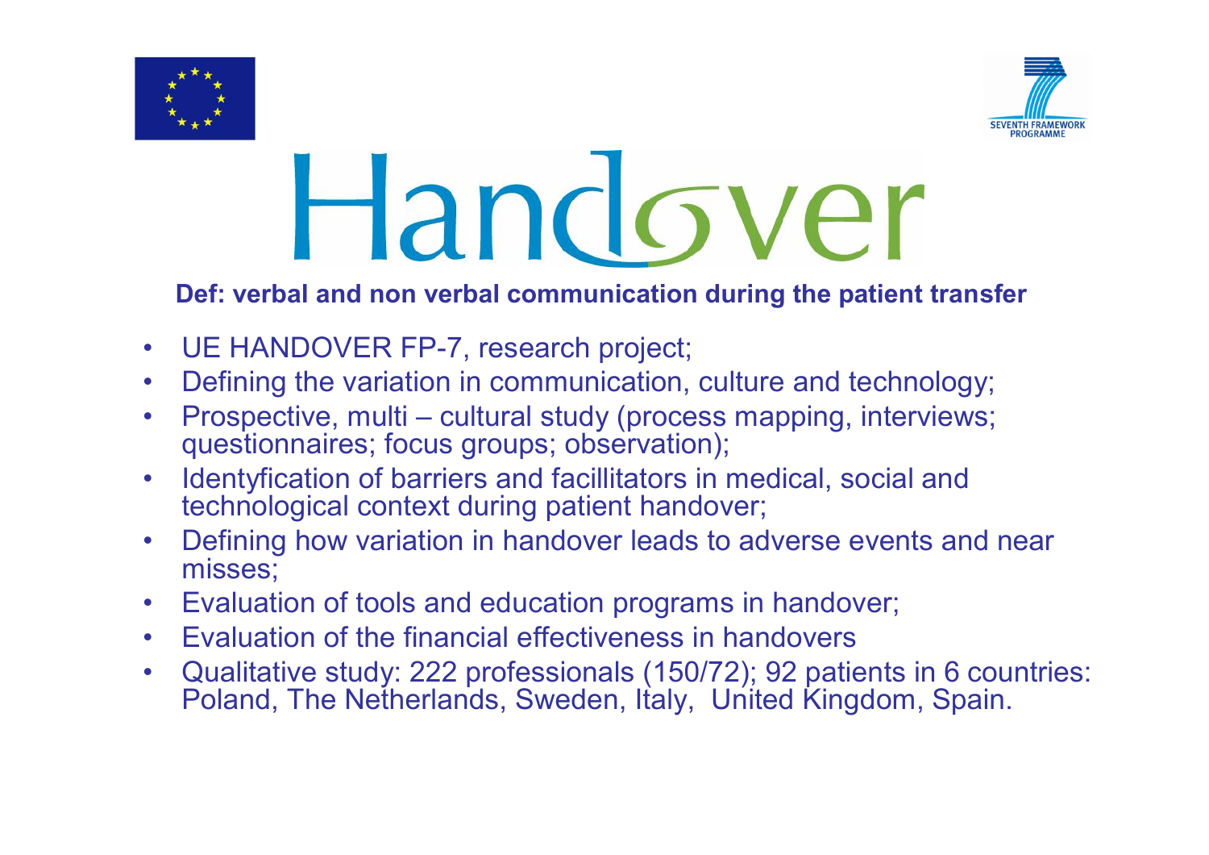# Handover

**Def: verbal and non verbal communication during the patient transfer**

- UE HANDOVER FP-7, research project;
- Defining the variation in communication, culture and technology;
- Prospective, multi – cultural study (process mapping, interviews; questionnaires; focus groups; observation);
- Identyfication of barriers and facillitators in medical, social and technological context during patient handover;
- Defining how variation in handover leads to adverse events and near misses;
- Evaluation of tools and education programs in handover;
- Evaluation of the financial effectiveness in handovers
- Qualitative study: 222 professionals (150/72); 92 patients in 6 countries: Poland, The Netherlands, Sweden, Italy, United Kingdom, Spain.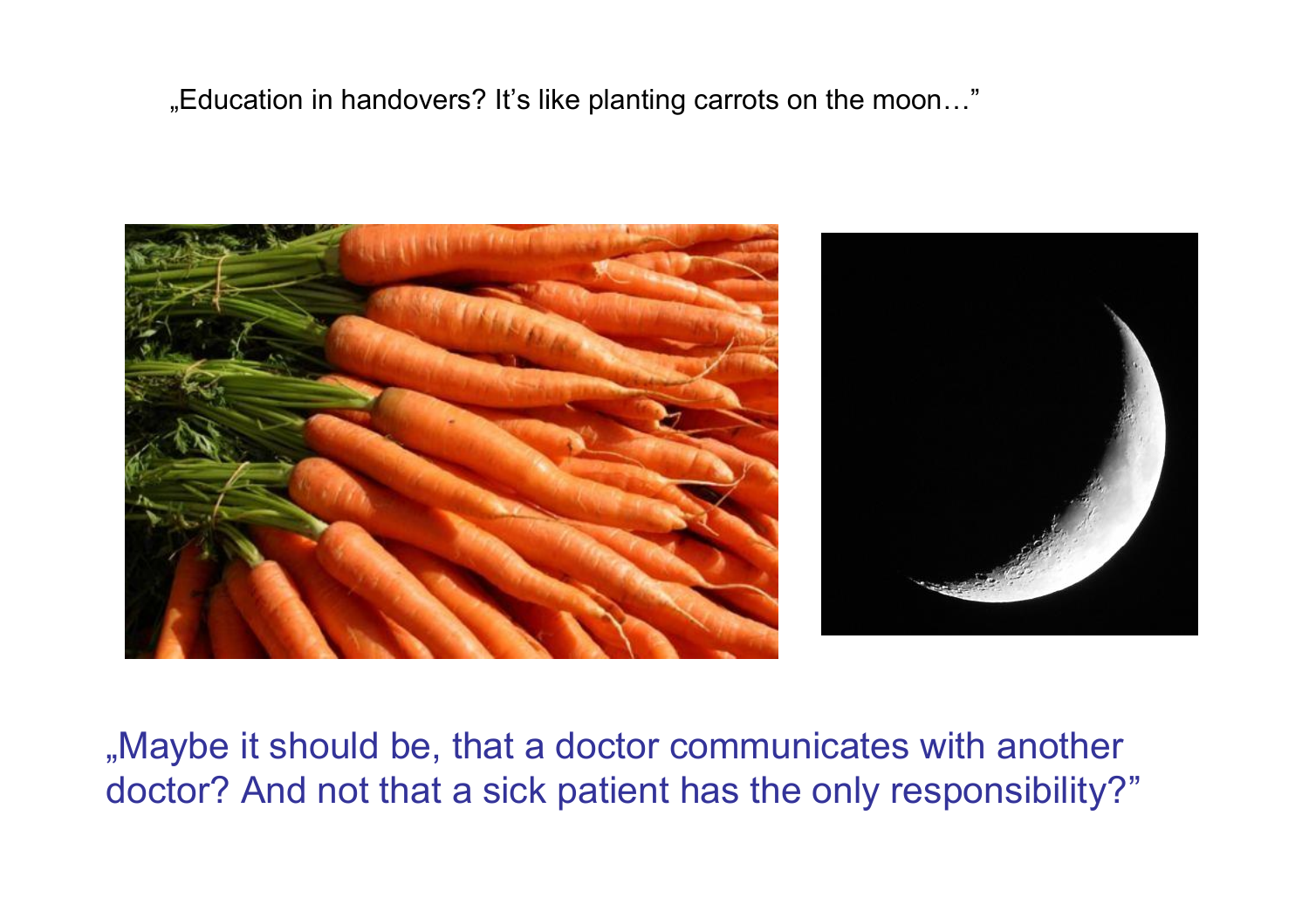„Education in handovers? It's like planting carrots on the moon…"

„Maybe it should be, that a doctor communicates with another doctor? And not that a sick patient has the only responsibility?"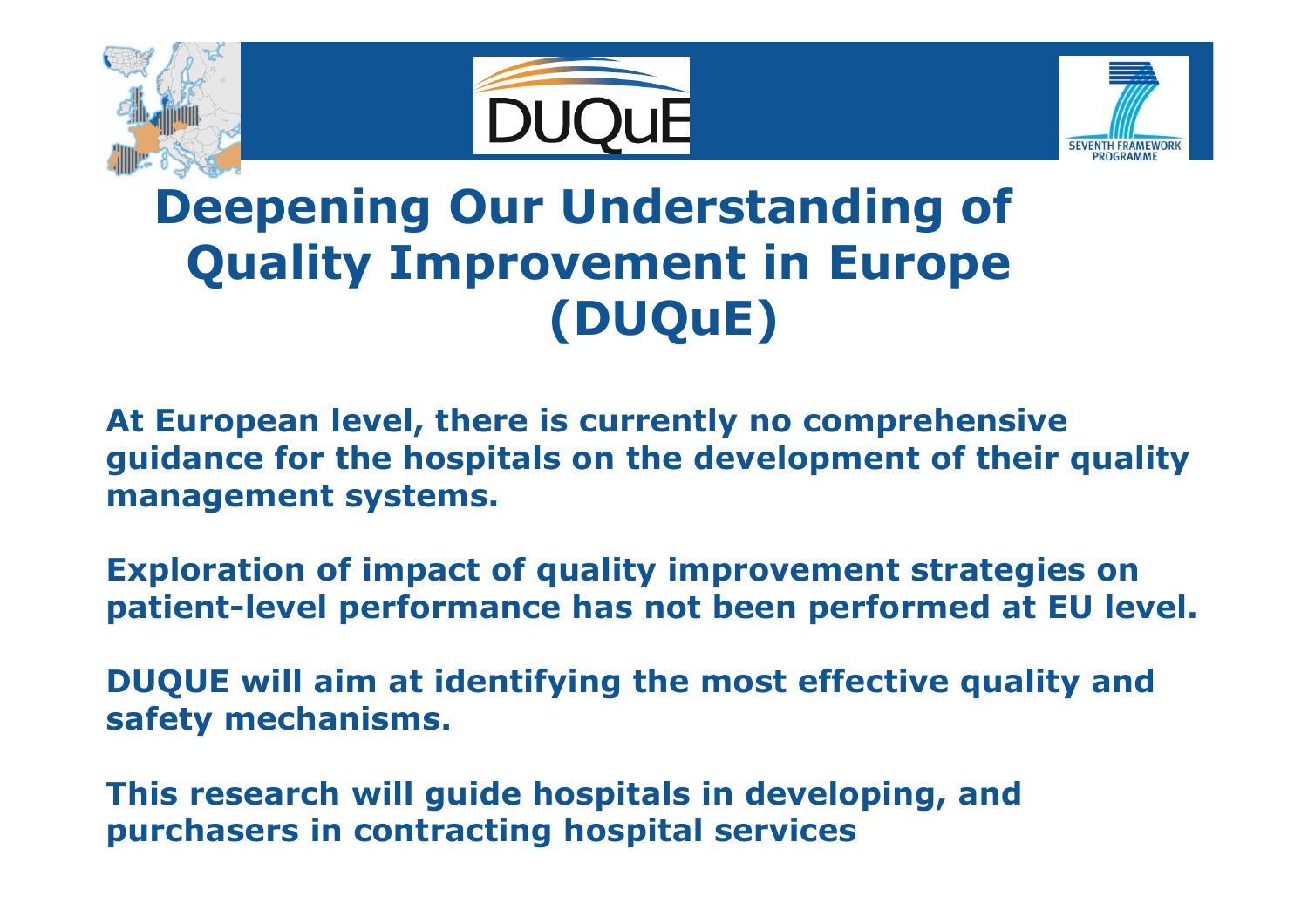# Deepening Our Understanding of Quality Improvement in Europe (DUQuE)

**At European level, there is currently no comprehensive guidance for the hospitals on the development of their quality management systems.**

**Exploration of impact of quality improvement strategies on patient-level performance has not been performed at EU level.**

**DUQUE will aim at identifying the most effective quality and safety mechanisms.**

**This research will guide hospitals in developing, and purchasers in contracting hospital services**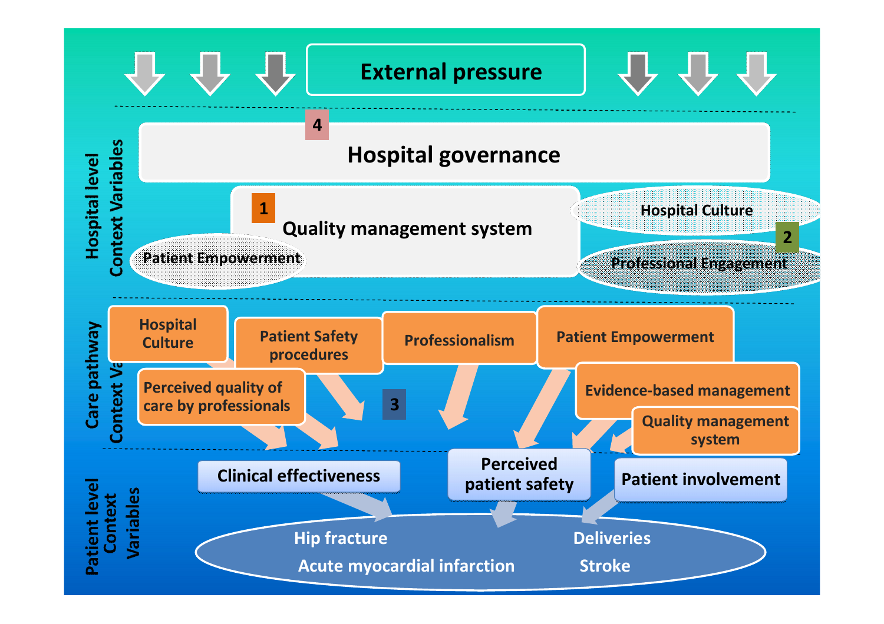External pressure

Hospital level Context Variables

4 Hospital governance

1 Quality management system

Patient Empowerment

Hospital Culture

2 Professional Engagement

Care pathway Context Variables

Hospital Culture

Patient Safety procedures

Professionalism

Patient Empowerment

Perceived quality of care by professionals

3

Evidence-based management

Quality management system

Patient level Context Variables

Clinical effectiveness

Perceived patient safety

Patient involvement

Hip fracture

Acute myocardial infarction

Deliveries

Stroke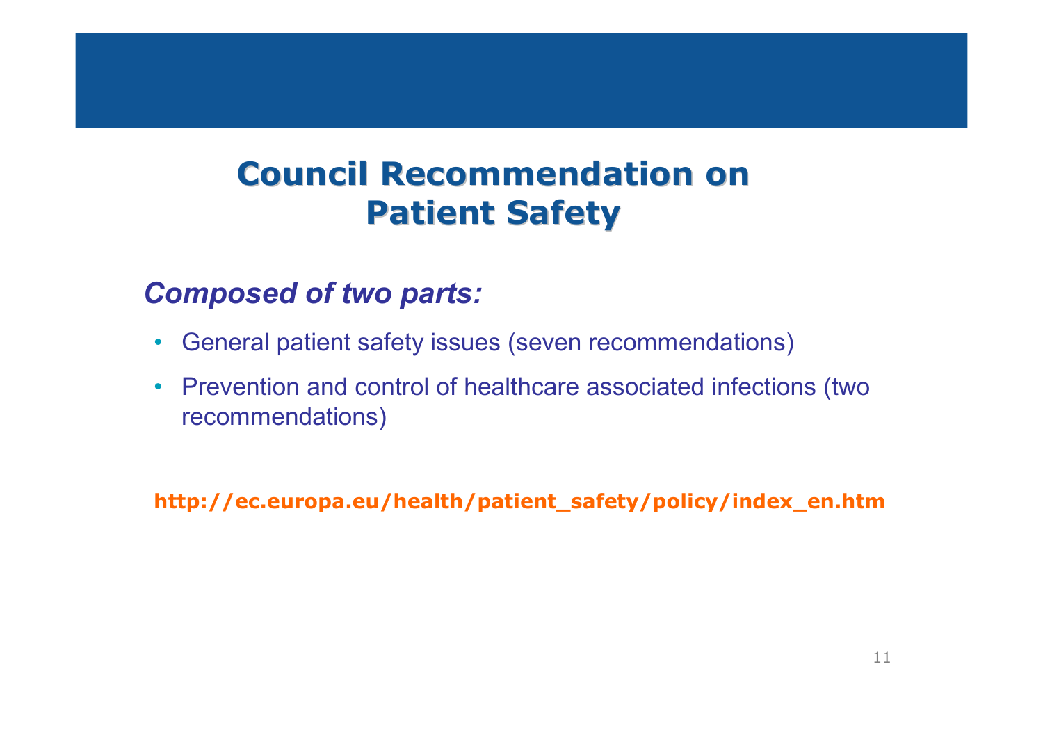# Council Recommendation on Patient Safety

***Composed of two parts:***

- General patient safety issues (seven recommendations)
- Prevention and control of healthcare associated infections (two recommendations)

**http://ec.europa.eu/health/patient_safety/policy/index_en.htm**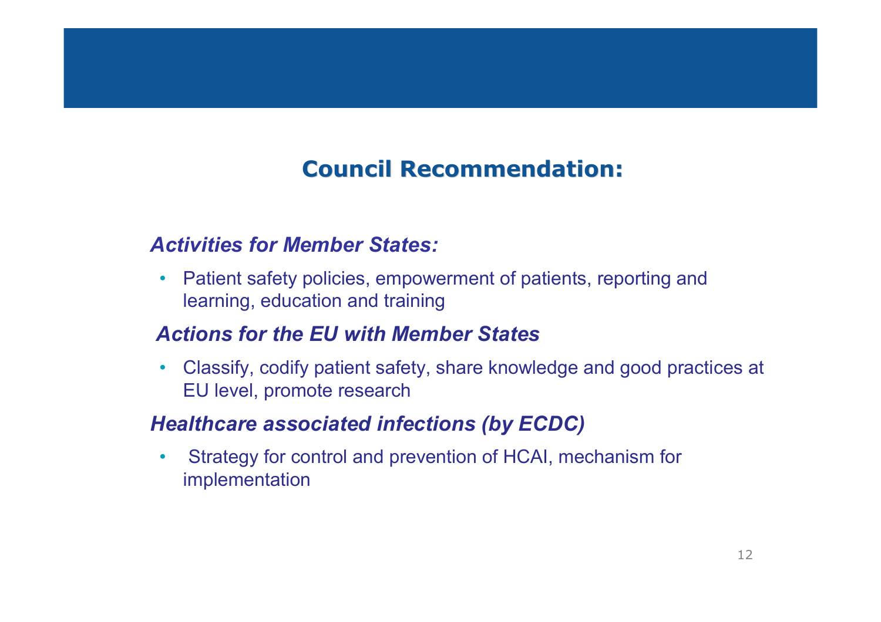## Council Recommendation:

### *Activities for Member States:*

- Patient safety policies, empowerment of patients, reporting and learning, education and training

### *Actions for the EU with Member States*

- Classify, codify patient safety, share knowledge and good practices at EU level, promote research

### *Healthcare associated infections (by ECDC)*

- Strategy for control and prevention of HCAI, mechanism for implementation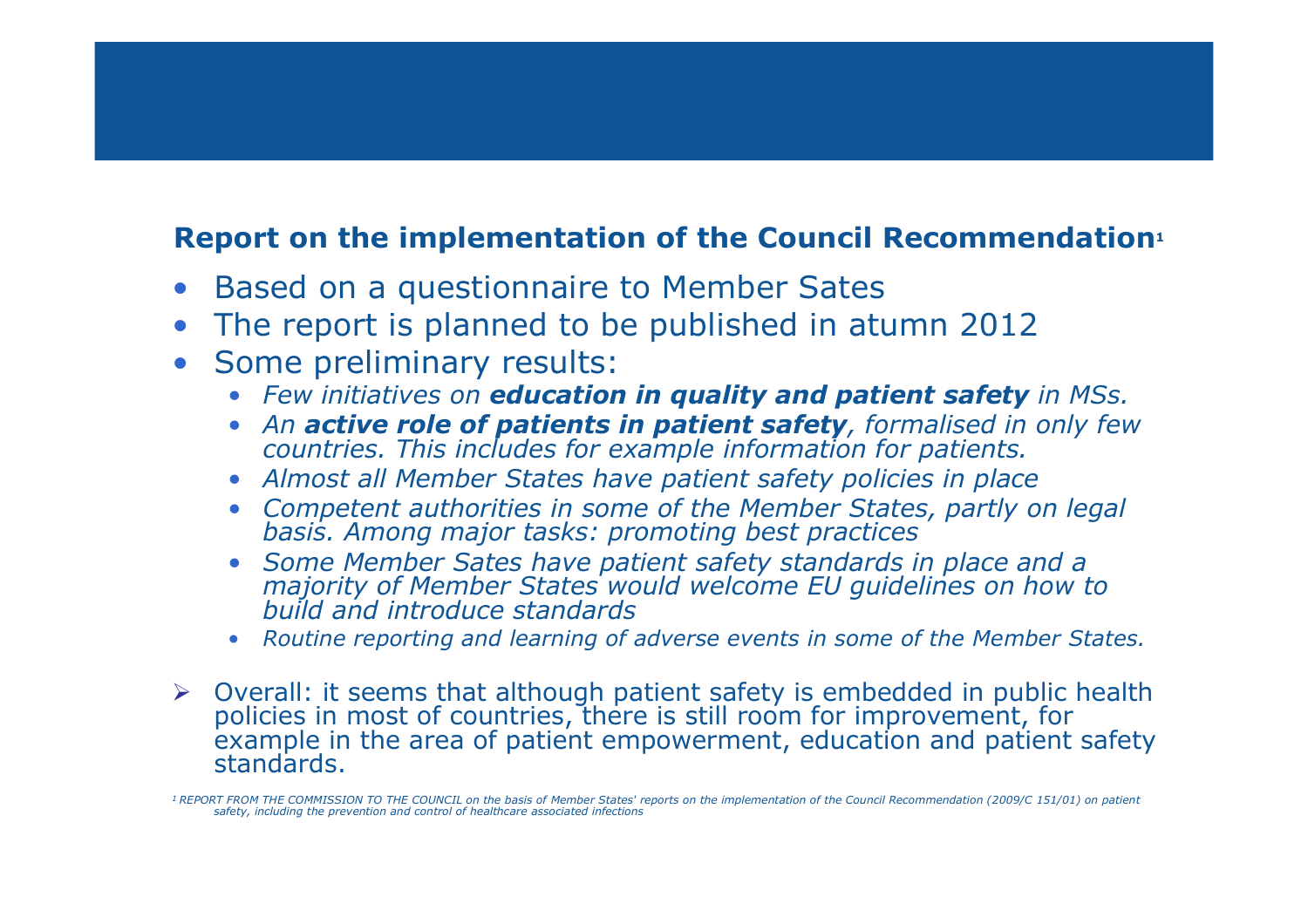## Report on the implementation of the Council Recommendation[1]

- Based on a questionnaire to Member Sates
- The report is planned to be published in atumn 2012
- Some preliminary results:
  - *Few initiatives on **education in quality and patient safety** in MSs.*
  - *An **active role of patients in patient safety**, formalised in only few countries. This includes for example information for patients.*
  - *Almost all Member States have patient safety policies in place*
  - *Competent authorities in some of the Member States, partly on legal basis. Among major tasks: promoting best practices*
  - *Some Member Sates have patient safety standards in place and a majority of Member States would welcome EU guidelines on how to build and introduce standards*
  - *Routine reporting and learning of adverse events in some of the Member States.*

➢ Overall: it seems that although patient safety is embedded in public health policies in most of countries, there is still room for improvement, for example in the area of patient empowerment, education and patient safety standards.

*[1] REPORT FROM THE COMMISSION TO THE COUNCIL on the basis of Member States' reports on the implementation of the Council Recommendation (2009/C 151/01) on patient safety, including the prevention and control of healthcare associated infections*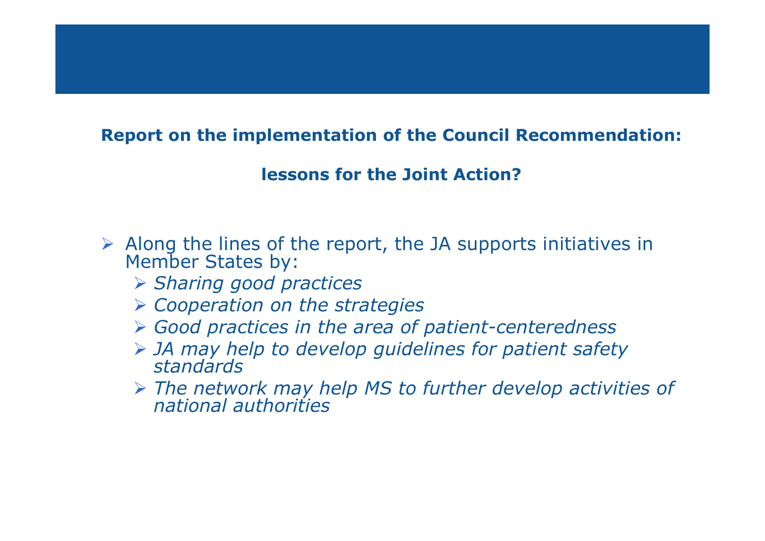## Report on the implementation of the Council Recommendation:

## lessons for the Joint Action?

- Along the lines of the report, the JA supports initiatives in Member States by:
  - *Sharing good practices*
  - *Cooperation on the strategies*
  - *Good practices in the area of patient-centeredness*
  - *JA may help to develop guidelines for patient safety standards*
  - *The network may help MS to further develop activities of national authorities*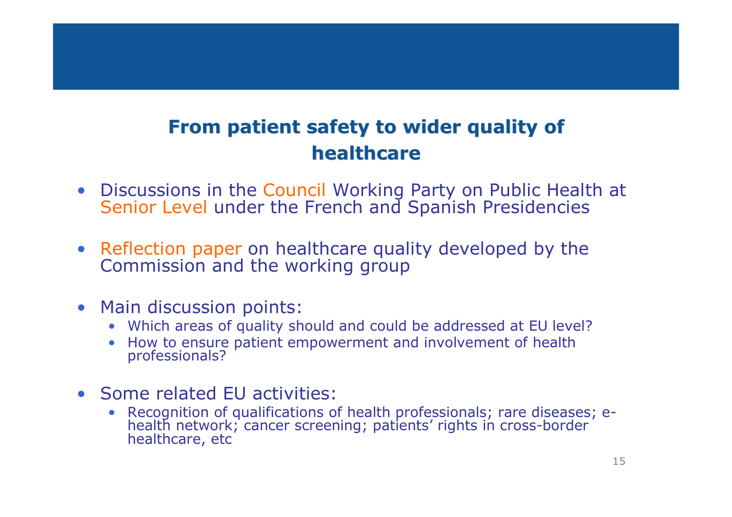## From patient safety to wider quality of healthcare

- Discussions in the Council Working Party on Public Health at Senior Level under the French and Spanish Presidencies
- Reflection paper on healthcare quality developed by the Commission and the working group
- Main discussion points:
  - Which areas of quality should and could be addressed at EU level?
  - How to ensure patient empowerment and involvement of health professionals?
- Some related EU activities:
  - Recognition of qualifications of health professionals; rare diseases; e-health network; cancer screening; patients' rights in cross-border healthcare, etc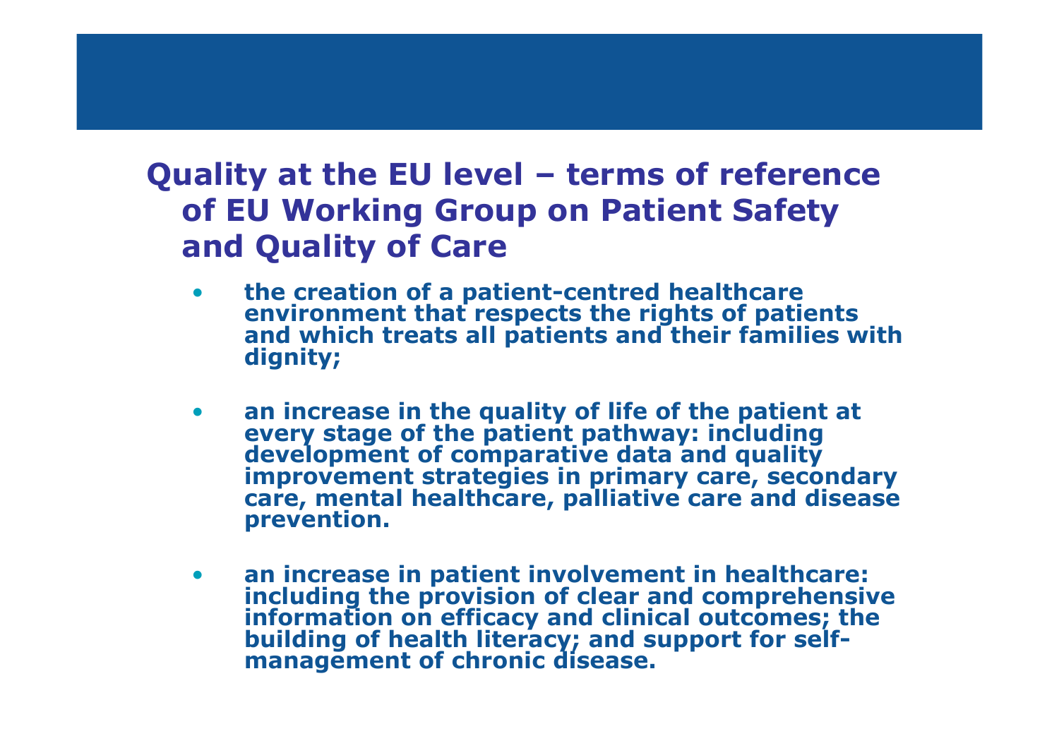## Quality at the EU level – terms of reference of EU Working Group on Patient Safety and Quality of Care

- **the creation of a patient-centred healthcare environment that respects the rights of patients and which treats all patients and their families with dignity;**

- **an increase in the quality of life of the patient at every stage of the patient pathway: including development of comparative data and quality improvement strategies in primary care, secondary care, mental healthcare, palliative care and disease prevention.**

- **an increase in patient involvement in healthcare: including the provision of clear and comprehensive information on efficacy and clinical outcomes; the building of health literacy; and support for self-management of chronic disease.**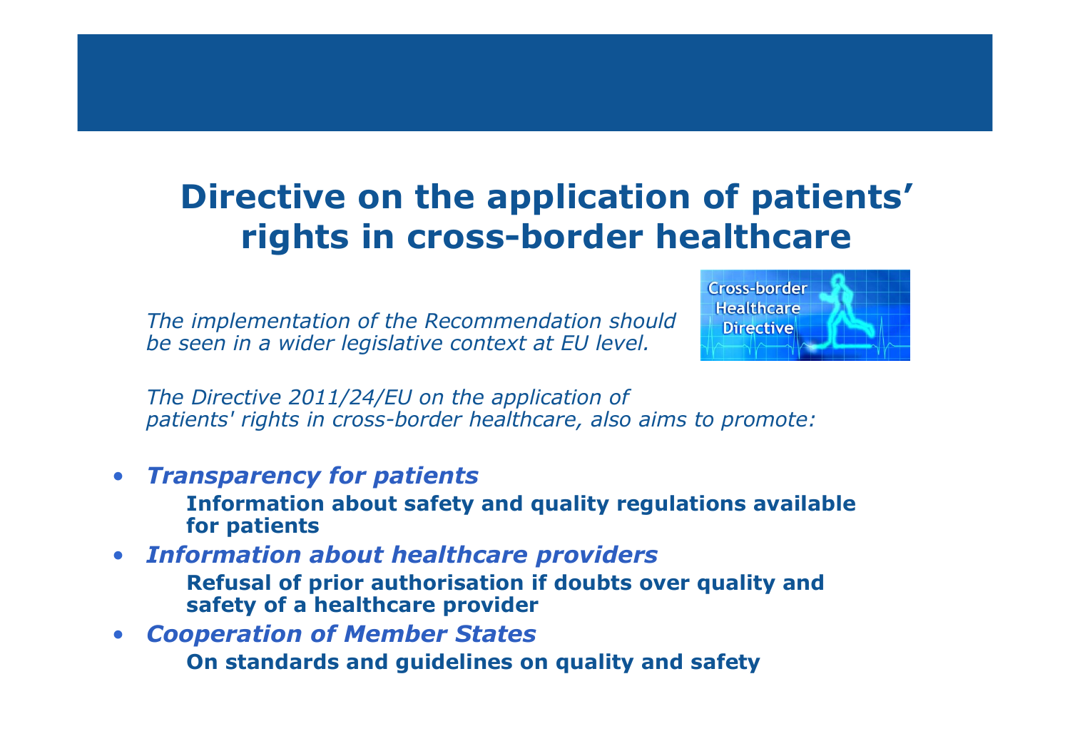# Directive on the application of patients' rights in cross-border healthcare

*The implementation of the Recommendation should be seen in a wider legislative context at EU level.*

*The Directive 2011/24/EU on the application of patients' rights in cross-border healthcare, also aims to promote:*

- ***Transparency for patients***
  **Information about safety and quality regulations available for patients**
- ***Information about healthcare providers***
  **Refusal of prior authorisation if doubts over quality and safety of a healthcare provider**
- ***Cooperation of Member States***
  **On standards and guidelines on quality and safety**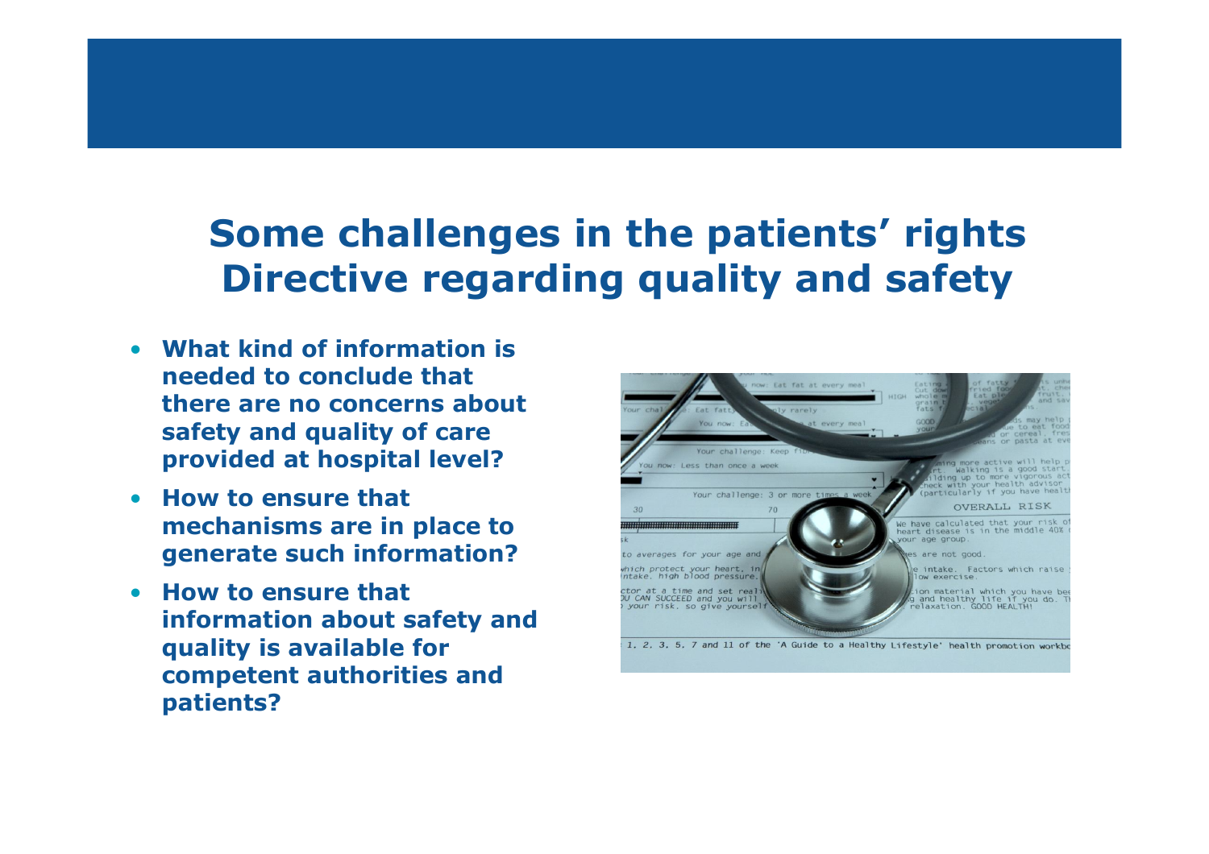## Some challenges in the patients' rights Directive regarding quality and safety

- **What kind of information is needed to conclude that there are no concerns about safety and quality of care provided at hospital level?**
- **How to ensure that mechanisms are in place to generate such information?**
- **How to ensure that information about safety and quality is available for competent authorities and patients?**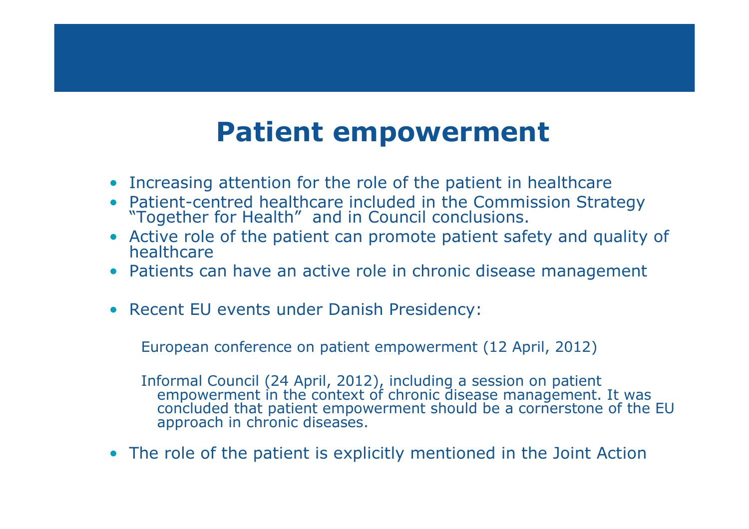# Patient empowerment

- Increasing attention for the role of the patient in healthcare
- Patient-centred healthcare included in the Commission Strategy "Together for Health" and in Council conclusions.
- Active role of the patient can promote patient safety and quality of healthcare
- Patients can have an active role in chronic disease management

- Recent EU events under Danish Presidency:

  European conference on patient empowerment (12 April, 2012)

  Informal Council (24 April, 2012), including a session on patient empowerment in the context of chronic disease management. It was concluded that patient empowerment should be a cornerstone of the EU approach in chronic diseases.

- The role of the patient is explicitly mentioned in the Joint Action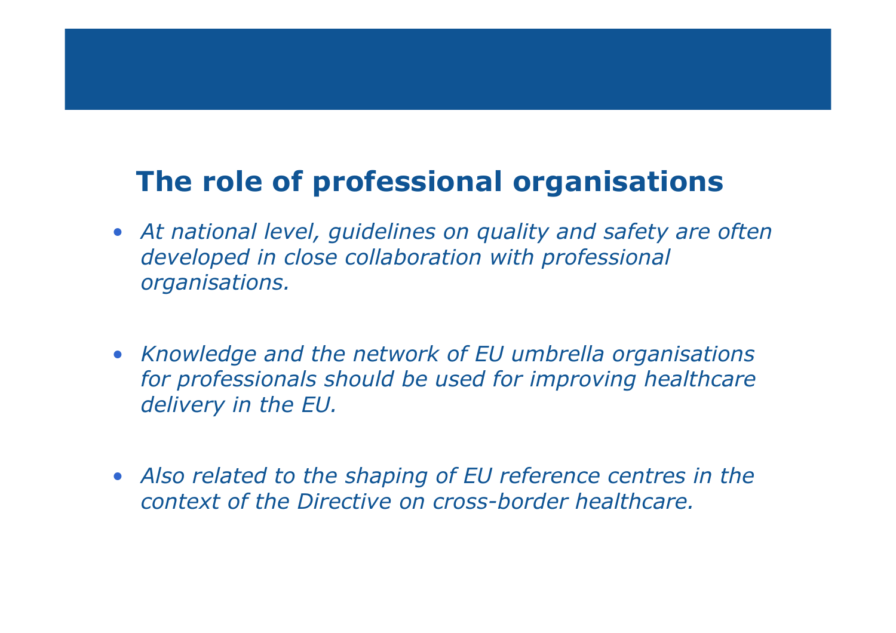## The role of professional organisations

- *At national level, guidelines on quality and safety are often developed in close collaboration with professional organisations.*

- *Knowledge and the network of EU umbrella organisations for professionals should be used for improving healthcare delivery in the EU.*

- *Also related to the shaping of EU reference centres in the context of the Directive on cross-border healthcare.*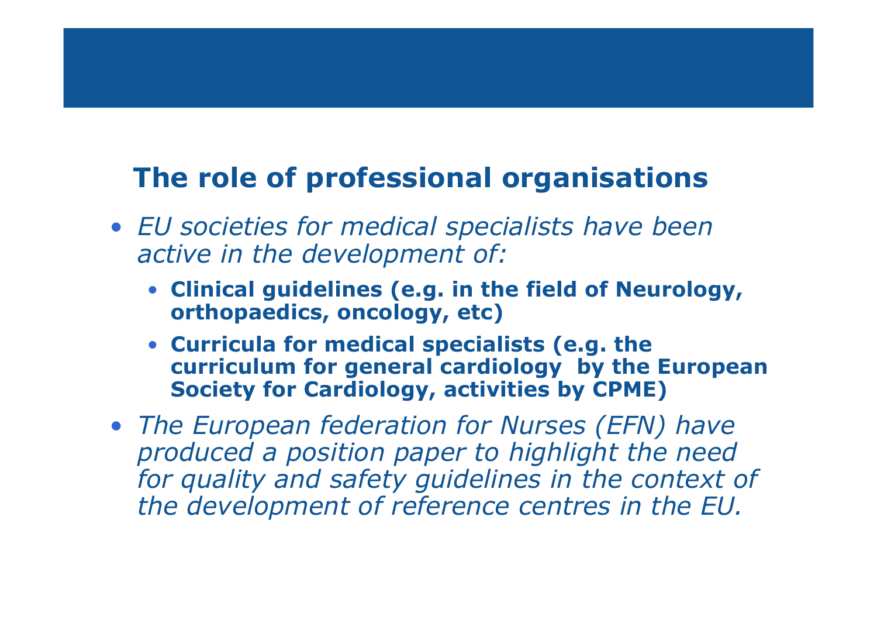## The role of professional organisations

- *EU societies for medical specialists have been active in the development of:*
  - **Clinical guidelines (e.g. in the field of Neurology, orthopaedics, oncology, etc)**
  - **Curricula for medical specialists (e.g. the curriculum for general cardiology by the European Society for Cardiology, activities by CPME)**
- *The European federation for Nurses (EFN) have produced a position paper to highlight the need for quality and safety guidelines in the context of the development of reference centres in the EU.*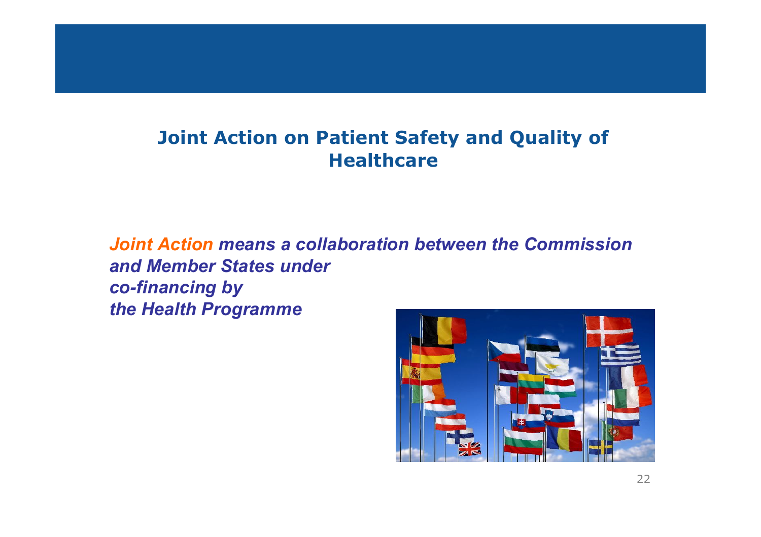## Joint Action on Patient Safety and Quality of Healthcare

***Joint Action* means a collaboration between the Commission and Member States under co-financing by the Health Programme**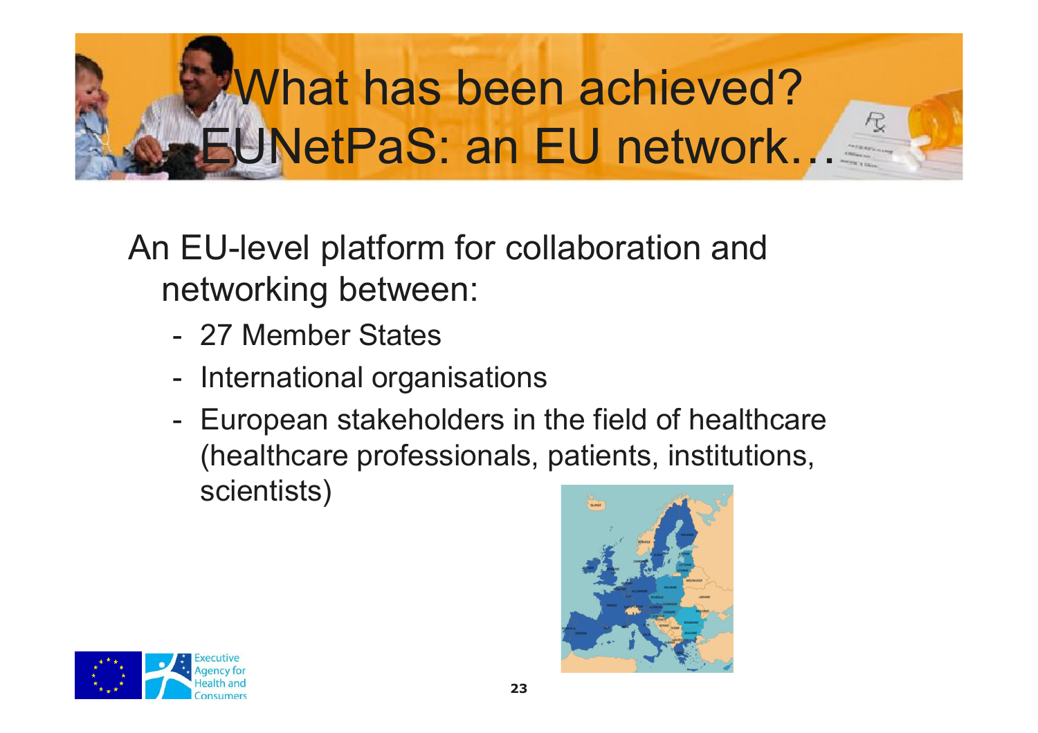# What has been achieved? EUNetPaS: an EU network…

An EU-level platform for collaboration and networking between:

- 27 Member States
- International organisations
- European stakeholders in the field of healthcare (healthcare professionals, patients, institutions, scientists)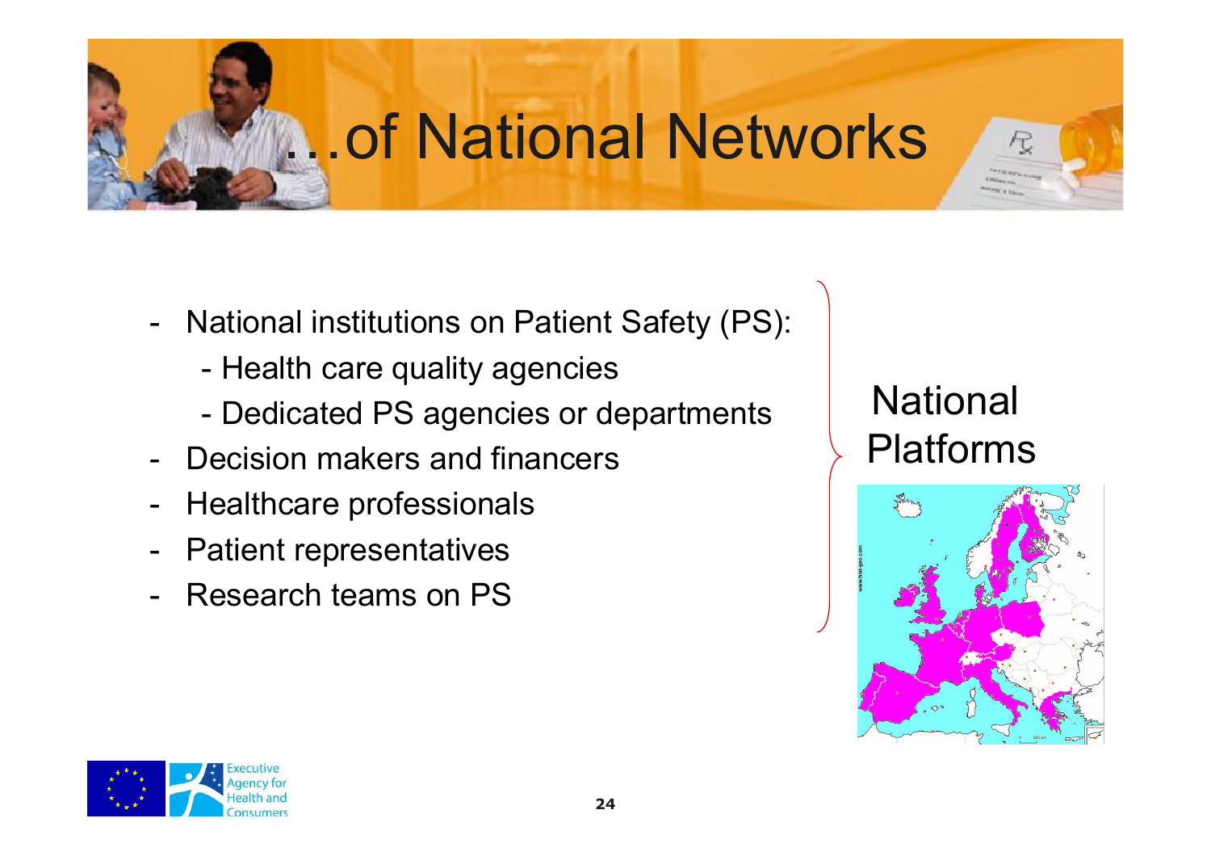# ...of National Networks

- National institutions on Patient Safety (PS):
  - Health care quality agencies
  - Dedicated PS agencies or departments
- Decision makers and financers
- Healthcare professionals
- Patient representatives
- Research teams on PS

National Platforms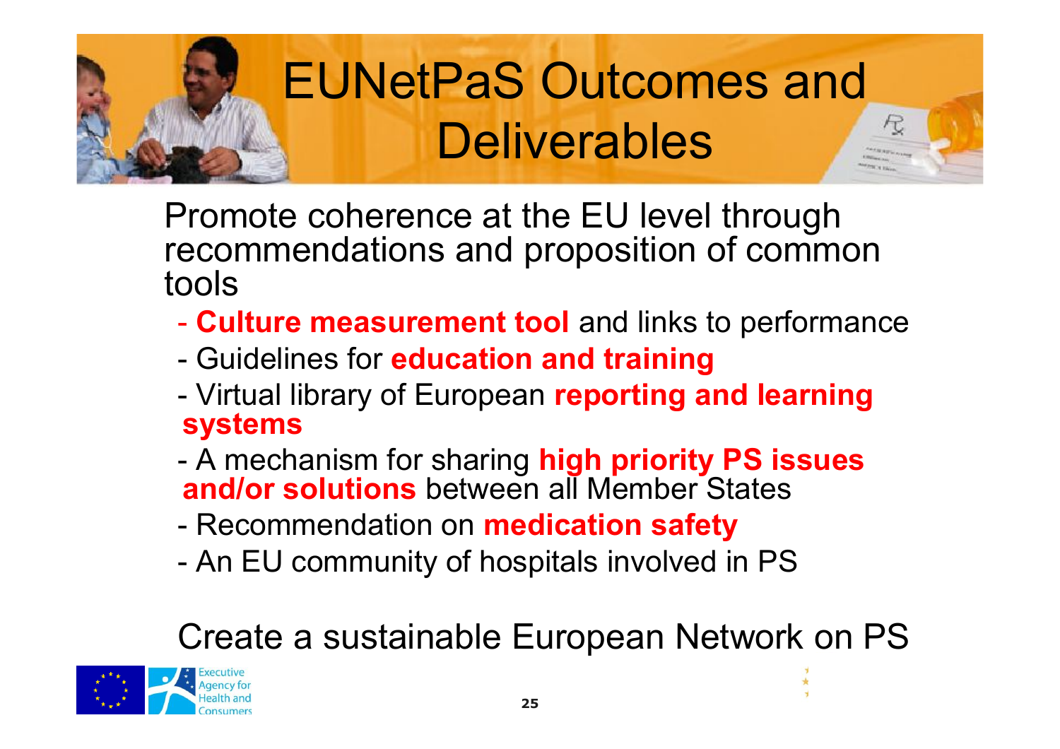# EUNetPaS Outcomes and Deliverables

Promote coherence at the EU level through recommendations and proposition of common tools

- **Culture measurement tool** and links to performance
- Guidelines for **education and training**
- Virtual library of European **reporting and learning systems**
- A mechanism for sharing **high priority PS issues and/or solutions** between all Member States
- Recommendation on **medication safety**
- An EU community of hospitals involved in PS

Create a sustainable European Network on PS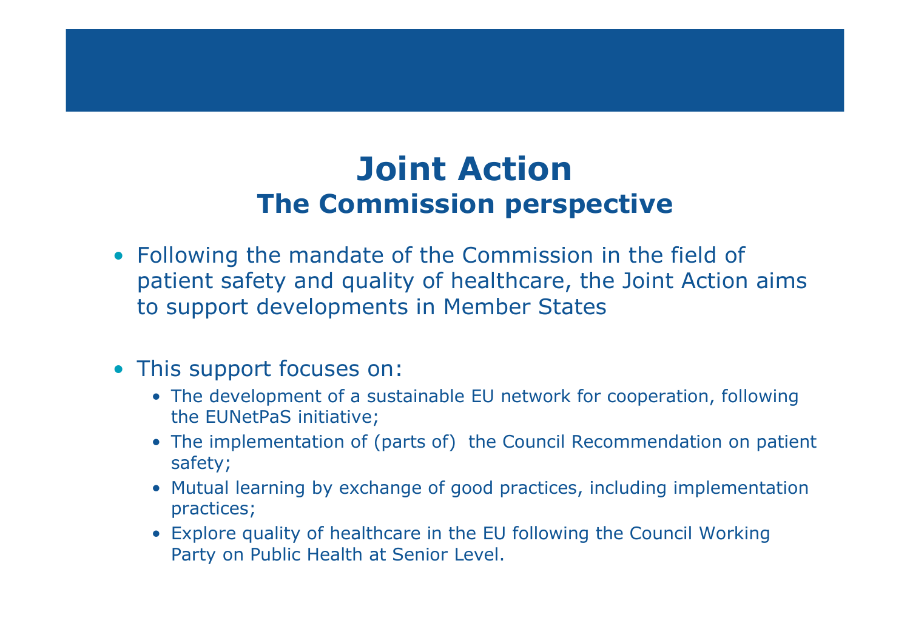# Joint Action
## The Commission perspective

- Following the mandate of the Commission in the field of patient safety and quality of healthcare, the Joint Action aims to support developments in Member States

- This support focuses on:
  - The development of a sustainable EU network for cooperation, following the EUNetPaS initiative;
  - The implementation of (parts of) the Council Recommendation on patient safety;
  - Mutual learning by exchange of good practices, including implementation practices;
  - Explore quality of healthcare in the EU following the Council Working Party on Public Health at Senior Level.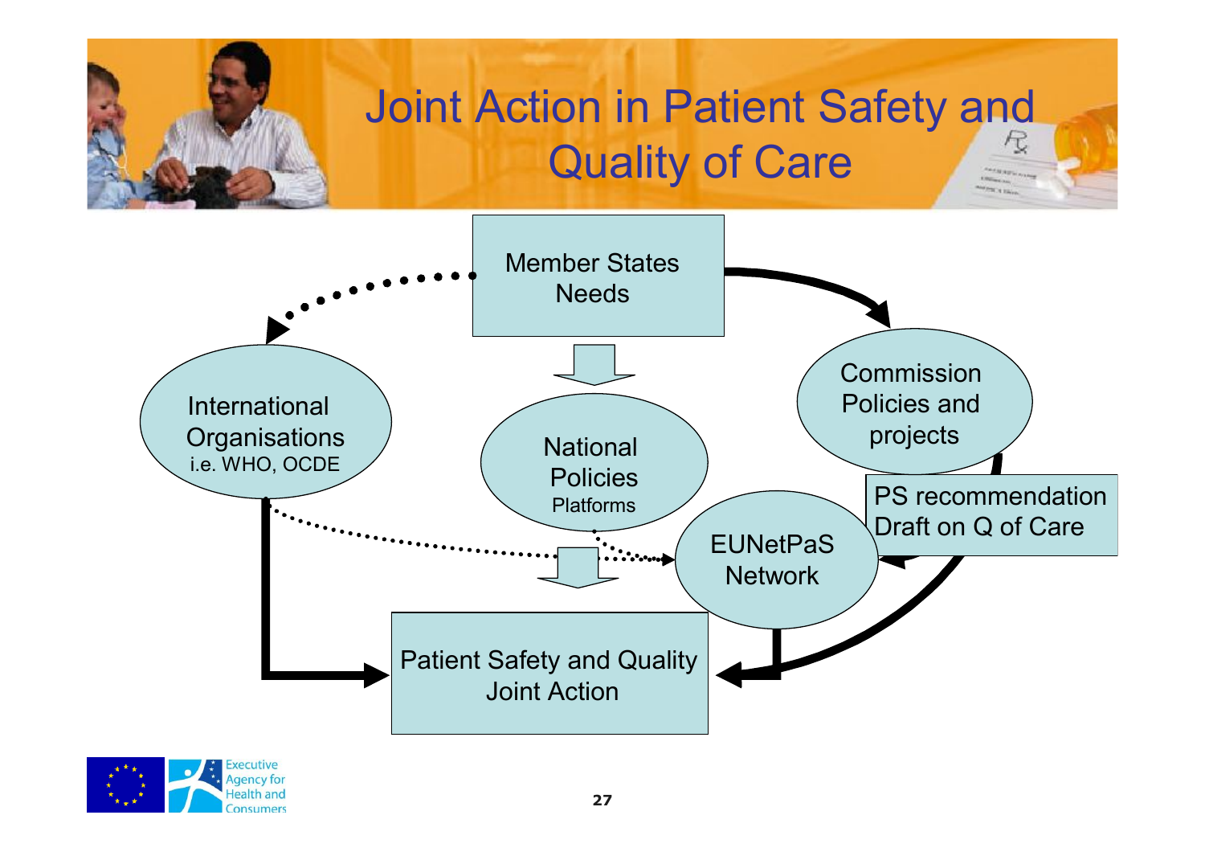# Joint Action in Patient Safety and Quality of Care

Member States Needs

International Organisations i.e. WHO, OCDE

National Policies Platforms

Commission Policies and projects

PS recommendation Draft on Q of Care

EUNetPaS Network

Patient Safety and Quality Joint Action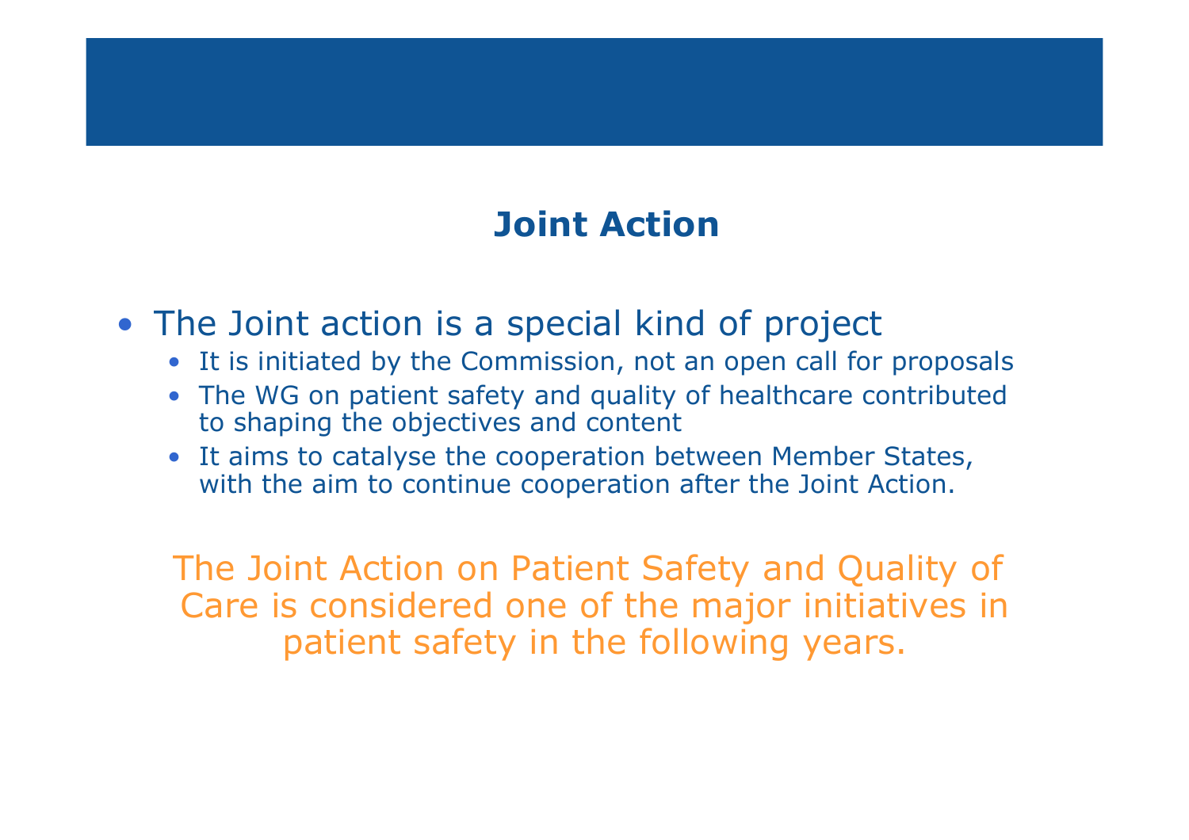# Joint Action

- The Joint action is a special kind of project
  - It is initiated by the Commission, not an open call for proposals
  - The WG on patient safety and quality of healthcare contributed to shaping the objectives and content
  - It aims to catalyse the cooperation between Member States, with the aim to continue cooperation after the Joint Action.

The Joint Action on Patient Safety and Quality of Care is considered one of the major initiatives in patient safety in the following years.